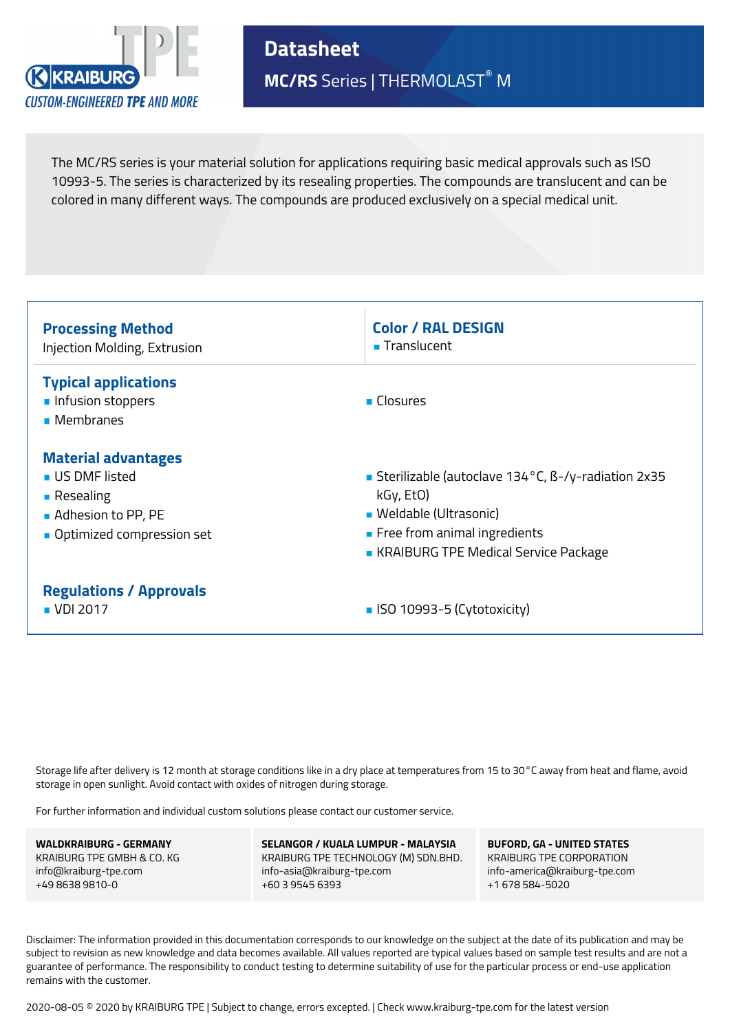KRAIBURG TPE

CUSTOM-ENGINEERED TPE AND MORE

# Datasheet

## MC/RS Series | THERMOLAST® M

The MC/RS series is your material solution for applications requiring basic medical approvals such as ISO 10993-5. The series is characterized by its resealing properties. The compounds are translucent and can be colored in many different ways. The compounds are produced exclusively on a special medical unit.

### Processing Method

Injection Molding, Extrusion

### Color / RAL DESIGN

- Translucent

### Typical applications

- Infusion stoppers
- Membranes
- Closures

### Material advantages

- US DMF listed
- Resealing
- Adhesion to PP, PE
- Optimized compression set
- Sterilizable (autoclave 134 °C, ß-/γ-radiation 2x35 kGy, EtO)
- Weldable (Ultrasonic)
- Free from animal ingredients
- KRAIBURG TPE Medical Service Package

### Regulations / Approvals

- VDI 2017
- ISO 10993-5 (Cytotoxicity)

Storage life after delivery is 12 month at storage conditions like in a dry place at temperatures from 15 to 30 °C away from heat and flame, avoid storage in open sunlight. Avoid contact with oxides of nitrogen during storage.

For further information and individual custom solutions please contact our customer service.

| WALDKRAIBURG - GERMANY | SELANGOR / KUALA LUMPUR - MALAYSIA | BUFORD, GA - UNITED STATES |
|---|---|---|
| KRAIBURG TPE GMBH & CO. KG | KRAIBURG TPE TECHNOLOGY (M) SDN.BHD. | KRAIBURG TPE CORPORATION |
| info@kraiburg-tpe.com | info-asia@kraiburg-tpe.com | info-america@kraiburg-tpe.com |
| +49 8638 9810-0 | +60 3 9545 6393 | +1 678 584-5020 |

Disclaimer: The information provided in this documentation corresponds to our knowledge on the subject at the date of its publication and may be subject to revision as new knowledge and data becomes available. All values reported are typical values based on sample test results and are not a guarantee of performance. The responsibility to conduct testing to determine suitability of use for the particular process or end-use application remains with the customer.

2020-08-05 © 2020 by KRAIBURG TPE | Subject to change, errors excepted. | Check www.kraiburg-tpe.com for the latest version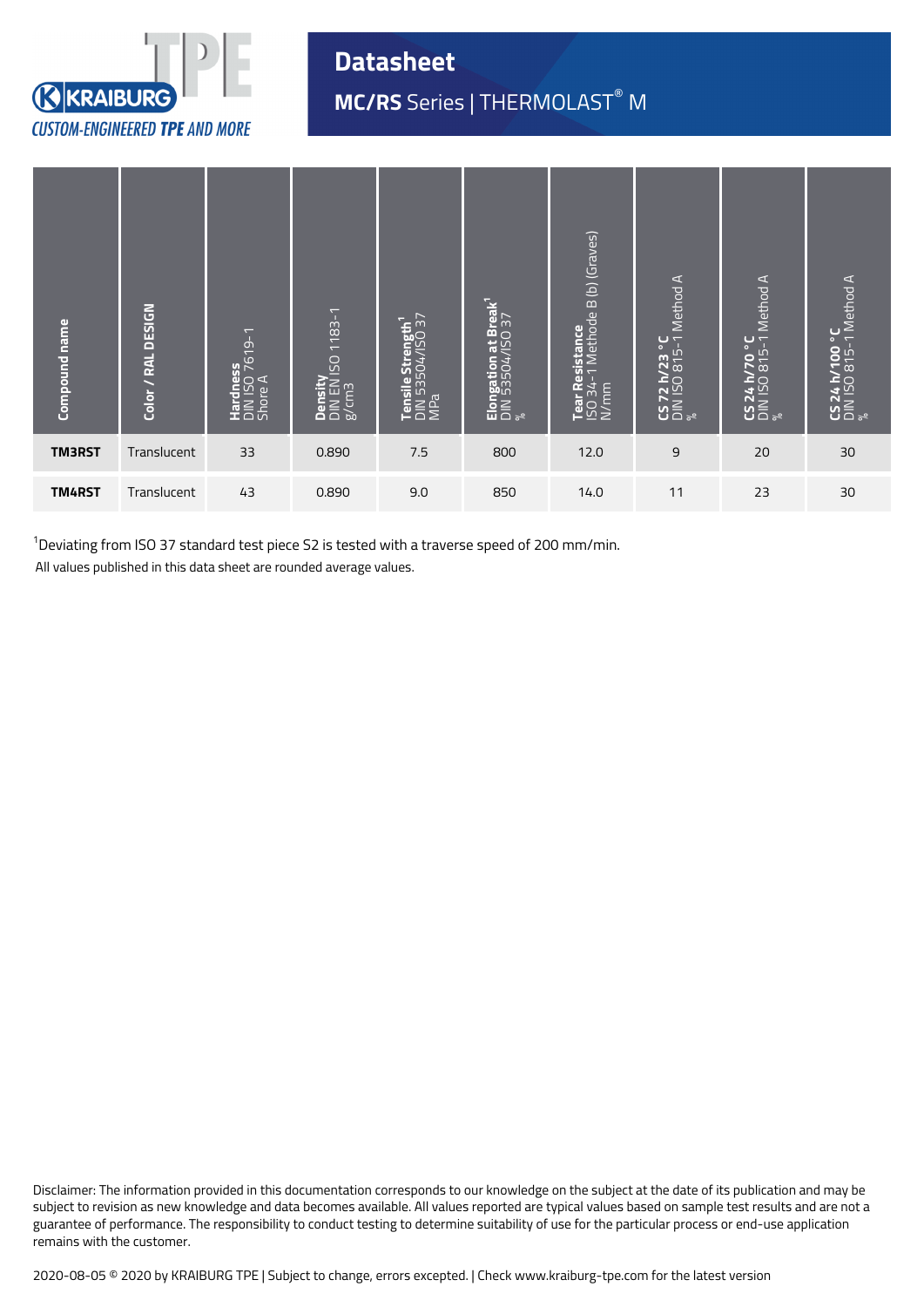# Datasheet

## MC/RS Series | THERMOLAST® M

| Compound name | Color / RAL DESIGN | Hardness DIN ISO 7619-1 Shore A | Density DIN EN ISO 1183-1 g/cm3 | Tensile Strength[1] DIN 53504/ISO 37 MPa | Elongation at Break[1] DIN 53504/ISO 37 % | Tear Resistance ISO 34-1 Methode B (b) (Graves) N/mm | CS 72 h/23 °C DIN ISO 815-1 Method A % | CS 24 h/70 °C DIN ISO 815-1 Method A % | CS 24 h/100 °C DIN ISO 815-1 Method A % |
|---|---|---|---|---|---|---|---|---|---|
| **TM3RST** | Translucent | 33 | 0.890 | 7.5 | 800 | 12.0 | 9 | 20 | 30 |
| **TM4RST** | Translucent | 43 | 0.890 | 9.0 | 850 | 14.0 | 11 | 23 | 30 |

[1]Deviating from ISO 37 standard test piece S2 is tested with a traverse speed of 200 mm/min.

All values published in this data sheet are rounded average values.

Disclaimer: The information provided in this documentation corresponds to our knowledge on the subject at the date of its publication and may be subject to revision as new knowledge and data becomes available. All values reported are typical values based on sample test results and are not a guarantee of performance. The responsibility to conduct testing to determine suitability of use for the particular process or end-use application remains with the customer.

2020-08-05 © 2020 by KRAIBURG TPE | Subject to change, errors excepted. | Check www.kraiburg-tpe.com for the latest version